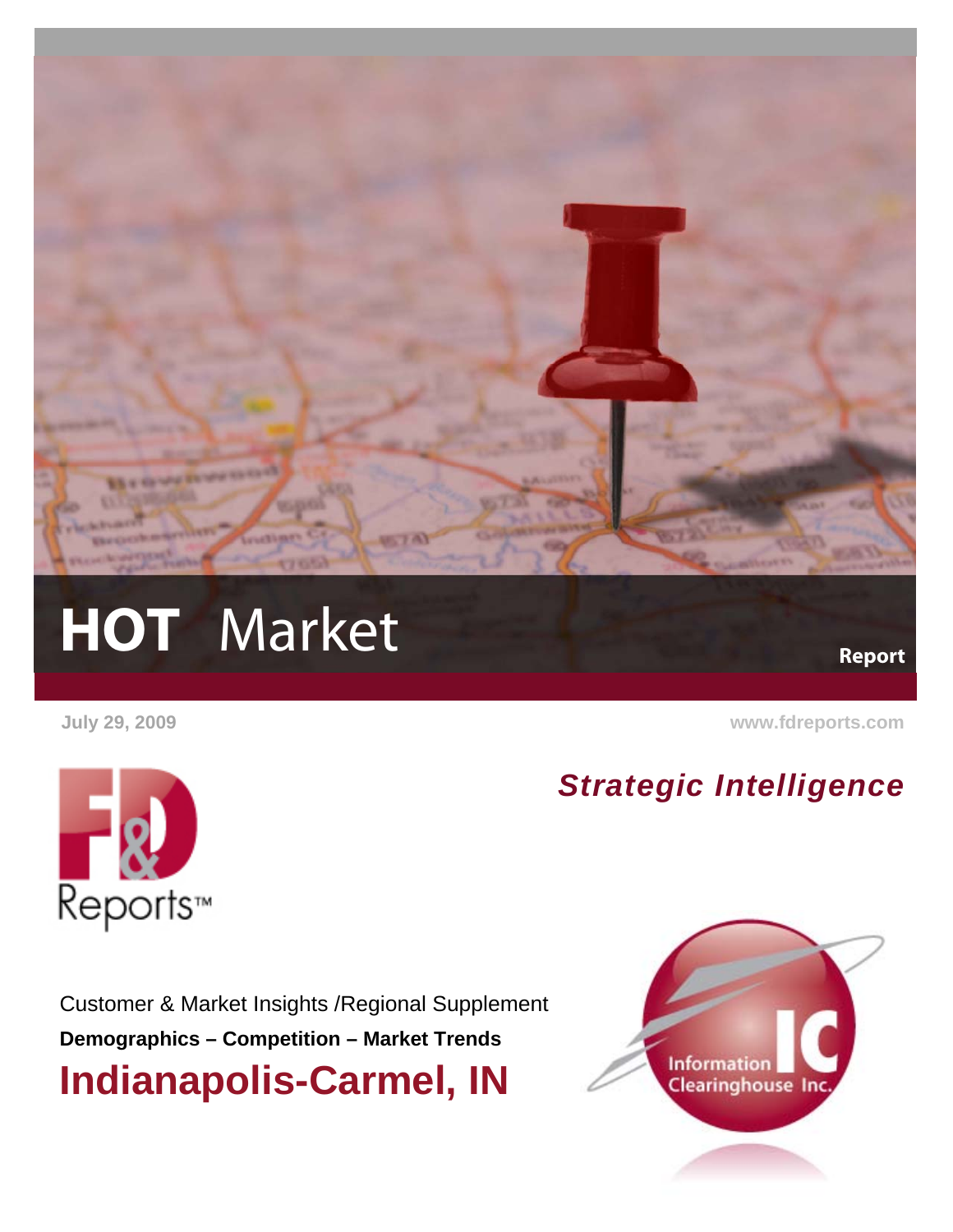# HOT Market Report

July 29, 2009

www.fdreports.com

F&D Reports™

***Strategic Intelligence***

Customer & Market Insights /Regional Supplement

**Demographics – Competition – Market Trends**

# Indianapolis-Carmel, IN

Information Clearinghouse Inc.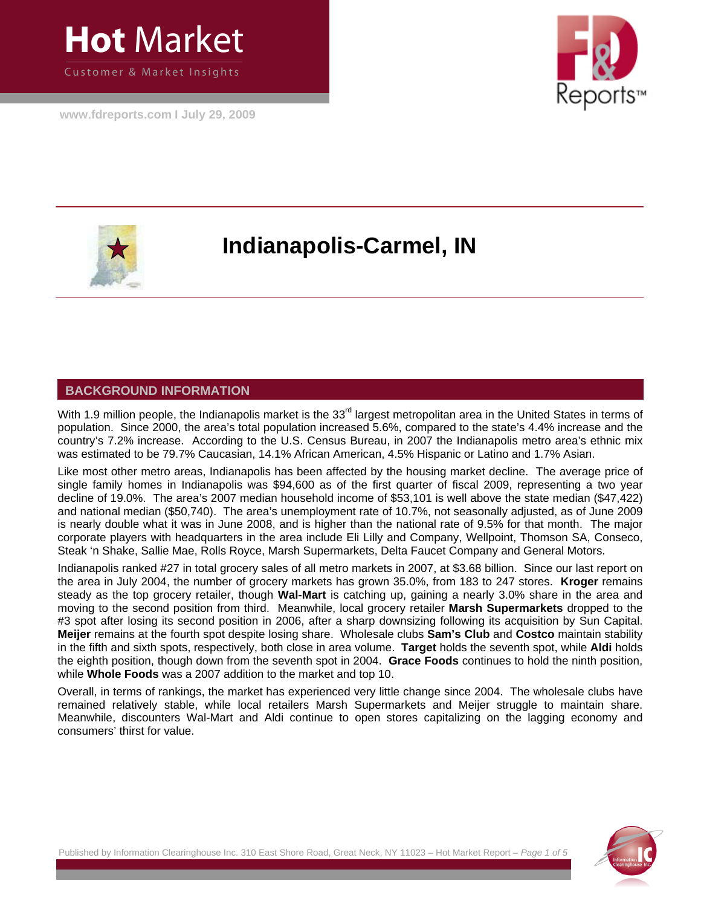# Hot Market

Customer & Market Insights

www.fdreports.com I July 29, 2009

# Indianapolis-Carmel, IN

## BACKGROUND INFORMATION

With 1.9 million people, the Indianapolis market is the 33rd largest metropolitan area in the United States in terms of population. Since 2000, the area's total population increased 5.6%, compared to the state's 4.4% increase and the country's 7.2% increase. According to the U.S. Census Bureau, in 2007 the Indianapolis metro area's ethnic mix was estimated to be 79.7% Caucasian, 14.1% African American, 4.5% Hispanic or Latino and 1.7% Asian.

Like most other metro areas, Indianapolis has been affected by the housing market decline. The average price of single family homes in Indianapolis was $94,600 as of the first quarter of fiscal 2009, representing a two year decline of 19.0%. The area's 2007 median household income of $53,101 is well above the state median ($47,422) and national median ($50,740). The area's unemployment rate of 10.7%, not seasonally adjusted, as of June 2009 is nearly double what it was in June 2008, and is higher than the national rate of 9.5% for that month. The major corporate players with headquarters in the area include Eli Lilly and Company, Wellpoint, Thomson SA, Conseco, Steak 'n Shake, Sallie Mae, Rolls Royce, Marsh Supermarkets, Delta Faucet Company and General Motors.

Indianapolis ranked #27 in total grocery sales of all metro markets in 2007, at $3.68 billion. Since our last report on the area in July 2004, the number of grocery markets has grown 35.0%, from 183 to 247 stores. **Kroger** remains steady as the top grocery retailer, though **Wal-Mart** is catching up, gaining a nearly 3.0% share in the area and moving to the second position from third. Meanwhile, local grocery retailer **Marsh Supermarkets** dropped to the #3 spot after losing its second position in 2006, after a sharp downsizing following its acquisition by Sun Capital. **Meijer** remains at the fourth spot despite losing share. Wholesale clubs **Sam's Club** and **Costco** maintain stability in the fifth and sixth spots, respectively, both close in area volume. **Target** holds the seventh spot, while **Aldi** holds the eighth position, though down from the seventh spot in 2004. **Grace Foods** continues to hold the ninth position, while **Whole Foods** was a 2007 addition to the market and top 10.

Overall, in terms of rankings, the market has experienced very little change since 2004. The wholesale clubs have remained relatively stable, while local retailers Marsh Supermarkets and Meijer struggle to maintain share. Meanwhile, discounters Wal-Mart and Aldi continue to open stores capitalizing on the lagging economy and consumers' thirst for value.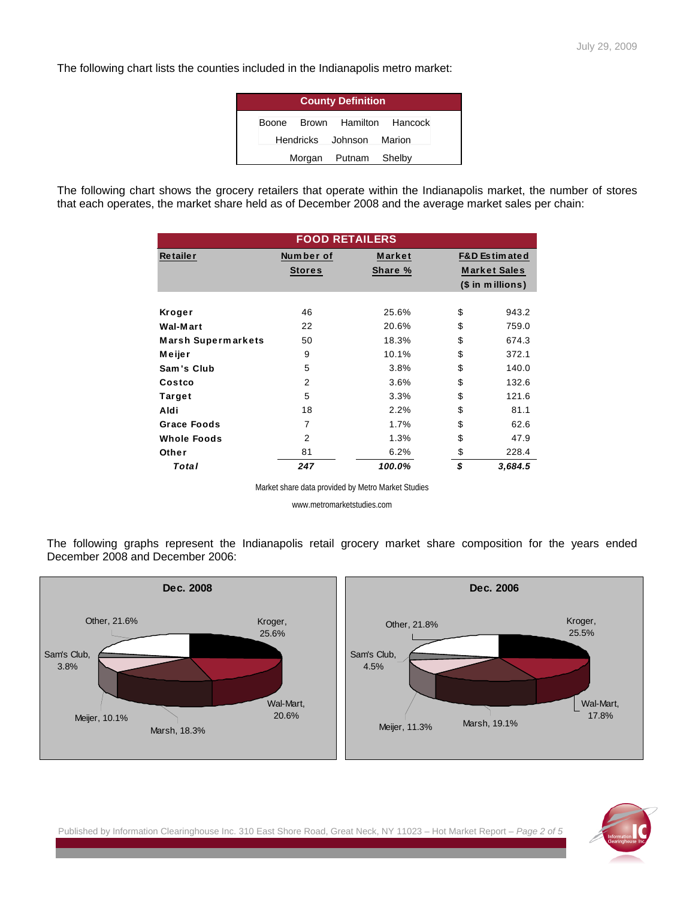The following chart lists the counties included in the Indianapolis metro market:

| County Definition | | | |
|---|---|---|---|
| Boone | Brown | Hamilton | Hancock |
| Hendricks | Johnson | Marion | |
| Morgan | Putnam | Shelby | |

The following chart shows the grocery retailers that operate within the Indianapolis market, the number of stores that each operates, the market share held as of December 2008 and the average market sales per chain:

| FOOD RETAILERS | | | | |
|---|---|---|---|---|
| **Retailer** | **Number of Stores** | **Market Share %** | **F&D Estimated Market Sales ($ in millions)** | |
| **Kroger** | 46 | 25.6% | $ | 943.2 |
| **Wal-Mart** | 22 | 20.6% | $ | 759.0 |
| **Marsh Supermarkets** | 50 | 18.3% | $ | 674.3 |
| **Meijer** | 9 | 10.1% | $ | 372.1 |
| **Sam's Club** | 5 | 3.8% | $ | 140.0 |
| **Costco** | 2 | 3.6% | $ | 132.6 |
| **Target** | 5 | 3.3% | $ | 121.6 |
| **Aldi** | 18 | 2.2% | $ | 81.1 |
| **Grace Foods** | 7 | 1.7% | $ | 62.6 |
| **Whole Foods** | 2 | 1.3% | $ | 47.9 |
| **Other** | 81 | 6.2% | $ | 228.4 |
| ***Total*** | ***247*** | ***100.0%*** | ***$*** | ***3,684.5*** |

Market share data provided by Metro Market Studies

www.metromarketstudies.com

The following graphs represent the Indianapolis retail grocery market share composition for the years ended December 2008 and December 2006:

**Dec. 2008**

Kroger, 25.6%; Wal-Mart, 20.6%; Marsh, 18.3%; Meijer, 10.1%; Sam's Club, 3.8%; Other, 21.6%

**Dec. 2006**

Kroger, 25.5%; Wal-Mart, 17.8%; Marsh, 19.1%; Meijer, 11.3%; Sam's Club, 4.5%; Other, 21.8%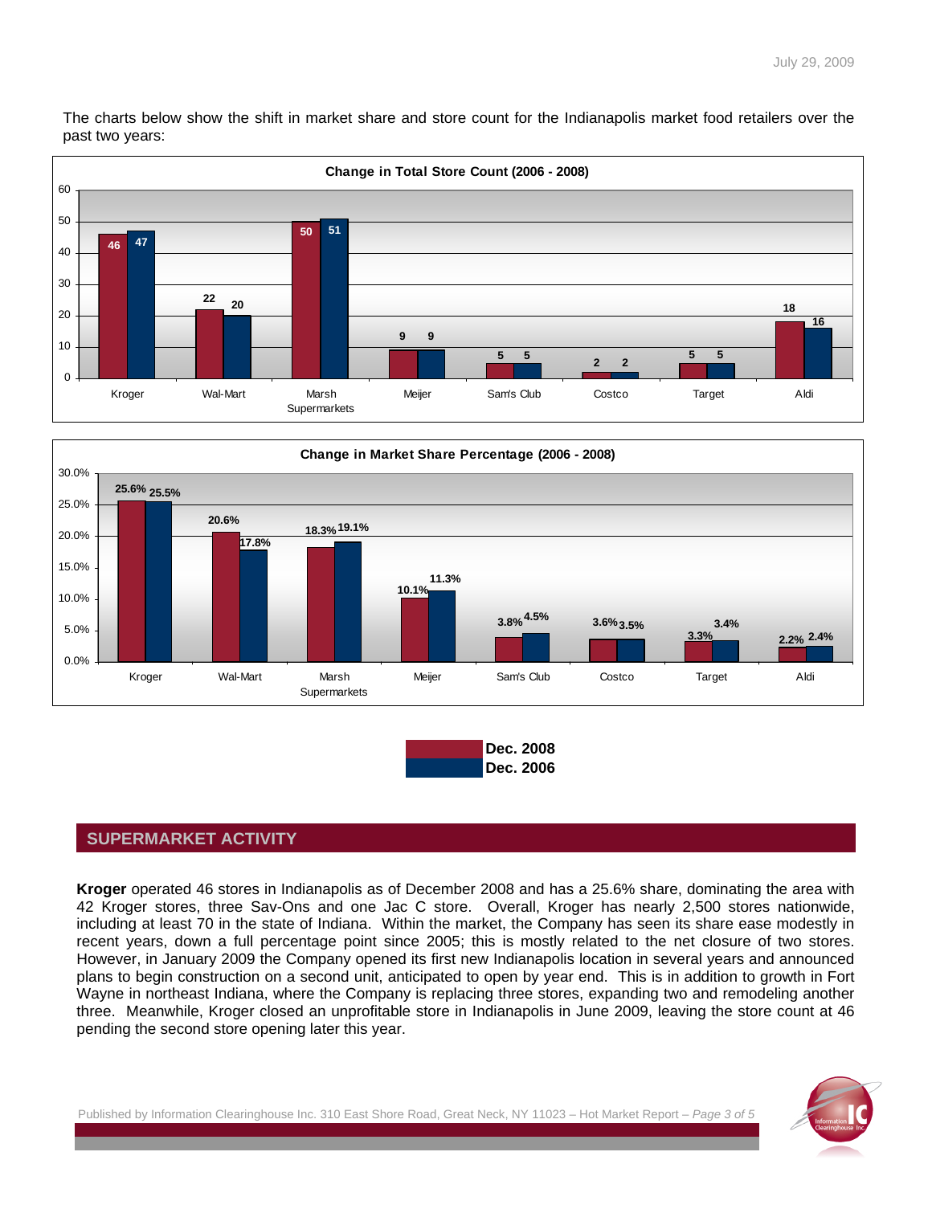The charts below show the shift in market share and store count for the Indianapolis market food retailers over the past two years:

**Change in Total Store Count (2006 - 2008)**

| | Dec. 2008 | Dec. 2006 |
|---|---|---|
| Kroger | 46 | 47 |
| Wal-Mart | 22 | 20 |
| Marsh Supermarkets | 50 | 51 |
| Meijer | 9 | 9 |
| Sam's Club | 5 | 5 |
| Costco | 2 | 2 |
| Target | 5 | 5 |
| Aldi | 18 | 16 |

**Change in Market Share Percentage (2006 - 2008)**

| | Dec. 2008 | Dec. 2006 |
|---|---|---|
| Kroger | 25.6% | 25.5% |
| Wal-Mart | 20.6% | 17.8% |
| Marsh Supermarkets | 18.3% | 19.1% |
| Meijer | 10.1% | 11.3% |
| Sam's Club | 3.8% | 4.5% |
| Costco | 3.6% | 3.5% |
| Target | 3.3% | 3.4% |
| Aldi | 2.2% | 2.4% |

## SUPERMARKET ACTIVITY

**Kroger** operated 46 stores in Indianapolis as of December 2008 and has a 25.6% share, dominating the area with 42 Kroger stores, three Sav-Ons and one Jac C store. Overall, Kroger has nearly 2,500 stores nationwide, including at least 70 in the state of Indiana. Within the market, the Company has seen its share ease modestly in recent years, down a full percentage point since 2005; this is mostly related to the net closure of two stores. However, in January 2009 the Company opened its first new Indianapolis location in several years and announced plans to begin construction on a second unit, anticipated to open by year end. This is in addition to growth in Fort Wayne in northeast Indiana, where the Company is replacing three stores, expanding two and remodeling another three. Meanwhile, Kroger closed an unprofitable store in Indianapolis in June 2009, leaving the store count at 46 pending the second store opening later this year.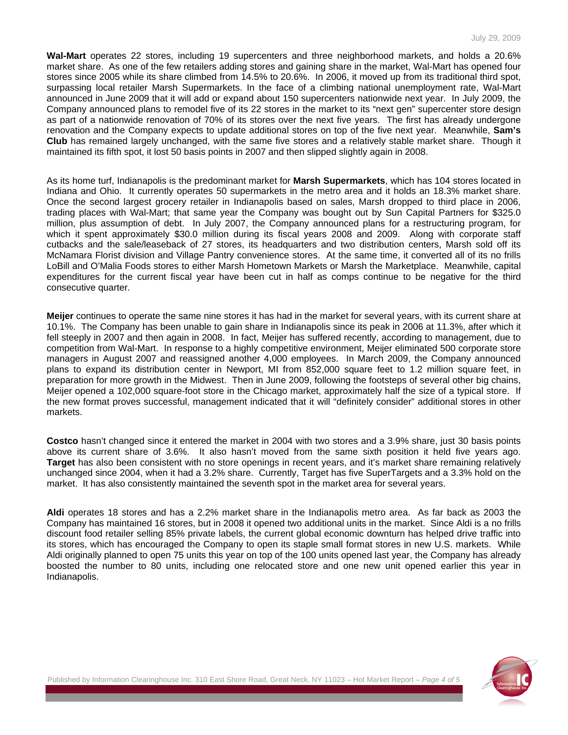**Wal-Mart** operates 22 stores, including 19 supercenters and three neighborhood markets, and holds a 20.6% market share. As one of the few retailers adding stores and gaining share in the market, Wal-Mart has opened four stores since 2005 while its share climbed from 14.5% to 20.6%. In 2006, it moved up from its traditional third spot, surpassing local retailer Marsh Supermarkets. In the face of a climbing national unemployment rate, Wal-Mart announced in June 2009 that it will add or expand about 150 supercenters nationwide next year. In July 2009, the Company announced plans to remodel five of its 22 stores in the market to its "next gen" supercenter store design as part of a nationwide renovation of 70% of its stores over the next five years. The first has already undergone renovation and the Company expects to update additional stores on top of the five next year. Meanwhile, **Sam's Club** has remained largely unchanged, with the same five stores and a relatively stable market share. Though it maintained its fifth spot, it lost 50 basis points in 2007 and then slipped slightly again in 2008.

As its home turf, Indianapolis is the predominant market for **Marsh Supermarkets**, which has 104 stores located in Indiana and Ohio. It currently operates 50 supermarkets in the metro area and it holds an 18.3% market share. Once the second largest grocery retailer in Indianapolis based on sales, Marsh dropped to third place in 2006, trading places with Wal-Mart; that same year the Company was bought out by Sun Capital Partners for $325.0 million, plus assumption of debt. In July 2007, the Company announced plans for a restructuring program, for which it spent approximately $30.0 million during its fiscal years 2008 and 2009. Along with corporate staff cutbacks and the sale/leaseback of 27 stores, its headquarters and two distribution centers, Marsh sold off its McNamara Florist division and Village Pantry convenience stores. At the same time, it converted all of its no frills LoBill and O'Malia Foods stores to either Marsh Hometown Markets or Marsh the Marketplace. Meanwhile, capital expenditures for the current fiscal year have been cut in half as comps continue to be negative for the third consecutive quarter.

**Meijer** continues to operate the same nine stores it has had in the market for several years, with its current share at 10.1%. The Company has been unable to gain share in Indianapolis since its peak in 2006 at 11.3%, after which it fell steeply in 2007 and then again in 2008. In fact, Meijer has suffered recently, according to management, due to competition from Wal-Mart. In response to a highly competitive environment, Meijer eliminated 500 corporate store managers in August 2007 and reassigned another 4,000 employees. In March 2009, the Company announced plans to expand its distribution center in Newport, MI from 852,000 square feet to 1.2 million square feet, in preparation for more growth in the Midwest. Then in June 2009, following the footsteps of several other big chains, Meijer opened a 102,000 square-foot store in the Chicago market, approximately half the size of a typical store. If the new format proves successful, management indicated that it will "definitely consider" additional stores in other markets.

**Costco** hasn't changed since it entered the market in 2004 with two stores and a 3.9% share, just 30 basis points above its current share of 3.6%. It also hasn't moved from the same sixth position it held five years ago. **Target** has also been consistent with no store openings in recent years, and it's market share remaining relatively unchanged since 2004, when it had a 3.2% share. Currently, Target has five SuperTargets and a 3.3% hold on the market. It has also consistently maintained the seventh spot in the market area for several years.

**Aldi** operates 18 stores and has a 2.2% market share in the Indianapolis metro area. As far back as 2003 the Company has maintained 16 stores, but in 2008 it opened two additional units in the market. Since Aldi is a no frills discount food retailer selling 85% private labels, the current global economic downturn has helped drive traffic into its stores, which has encouraged the Company to open its staple small format stores in new U.S. markets. While Aldi originally planned to open 75 units this year on top of the 100 units opened last year, the Company has already boosted the number to 80 units, including one relocated store and one new unit opened earlier this year in Indianapolis.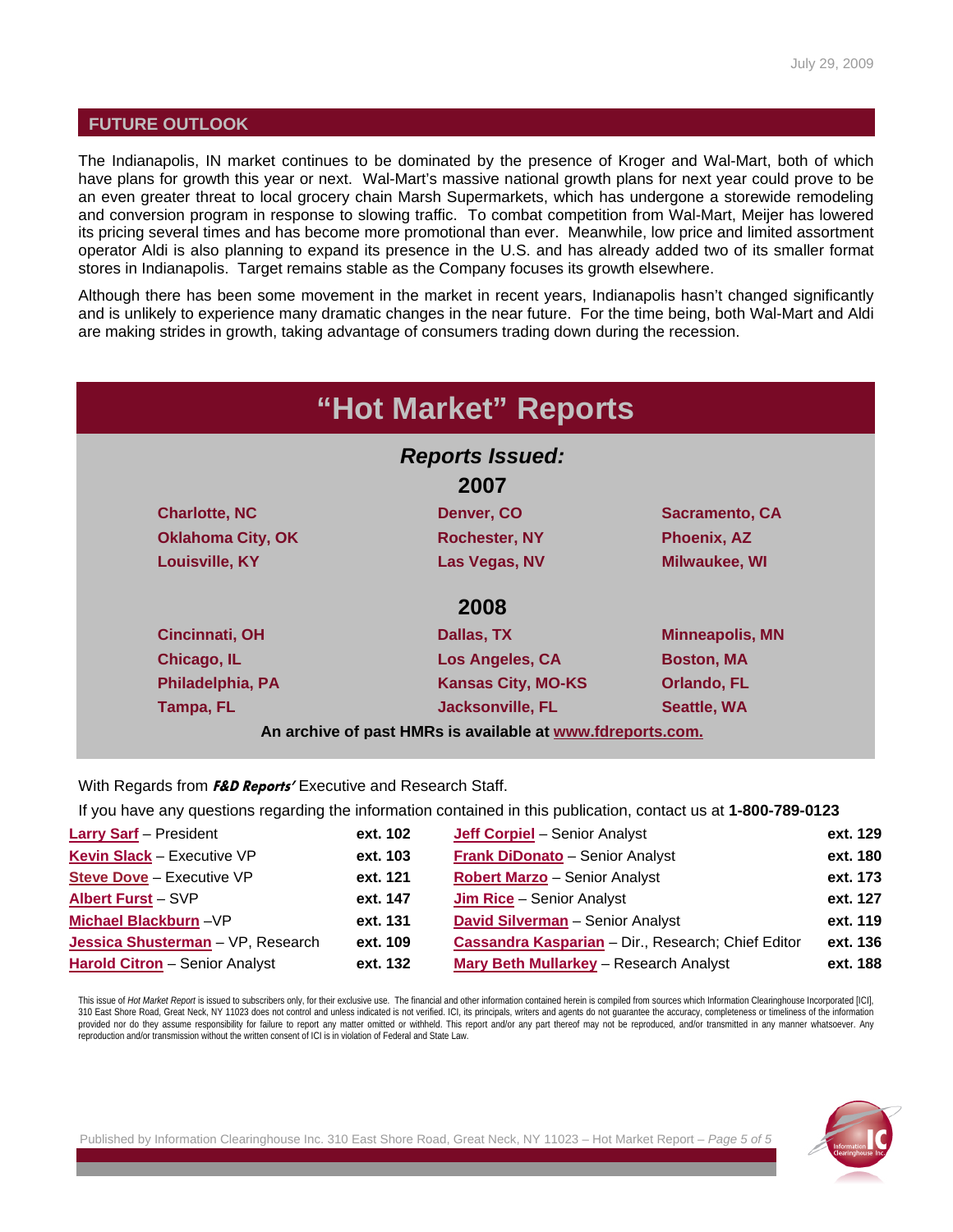## FUTURE OUTLOOK

The Indianapolis, IN market continues to be dominated by the presence of Kroger and Wal-Mart, both of which have plans for growth this year or next. Wal-Mart's massive national growth plans for next year could prove to be an even greater threat to local grocery chain Marsh Supermarkets, which has undergone a storewide remodeling and conversion program in response to slowing traffic. To combat competition from Wal-Mart, Meijer has lowered its pricing several times and has become more promotional than ever. Meanwhile, low price and limited assortment operator Aldi is also planning to expand its presence in the U.S. and has already added two of its smaller format stores in Indianapolis. Target remains stable as the Company focuses its growth elsewhere.

Although there has been some movement in the market in recent years, Indianapolis hasn't changed significantly and is unlikely to experience many dramatic changes in the near future. For the time being, both Wal-Mart and Aldi are making strides in growth, taking advantage of consumers trading down during the recession.

# "Hot Market" Reports

### *Reports Issued:*

### 2007

| | | |
|---|---|---|
| **Charlotte, NC** | **Denver, CO** | **Sacramento, CA** |
| **Oklahoma City, OK** | **Rochester, NY** | **Phoenix, AZ** |
| **Louisville, KY** | **Las Vegas, NV** | **Milwaukee, WI** |

### 2008

| | | |
|---|---|---|
| **Cincinnati, OH** | **Dallas, TX** | **Minneapolis, MN** |
| **Chicago, IL** | **Los Angeles, CA** | **Boston, MA** |
| **Philadelphia, PA** | **Kansas City, MO-KS** | **Orlando, FL** |
| **Tampa, FL** | **Jacksonville, FL** | **Seattle, WA** |

**An archive of past HMRs is available at www.fdreports.com.**

With Regards from ***F&D Reports'*** Executive and Research Staff.

If you have any questions regarding the information contained in this publication, contact us at **1-800-789-0123**

| | | | |
|---|---|---|---|
| **Larry Sarf** – President | **ext. 102** | **Jeff Corpiel** – Senior Analyst | **ext. 129** |
| **Kevin Slack** – Executive VP | **ext. 103** | **Frank DiDonato** – Senior Analyst | **ext. 180** |
| **Steve Dove** – Executive VP | **ext. 121** | **Robert Marzo** – Senior Analyst | **ext. 173** |
| **Albert Furst** – SVP | **ext. 147** | **Jim Rice** – Senior Analyst | **ext. 127** |
| **Michael Blackburn** –VP | **ext. 131** | **David Silverman** – Senior Analyst | **ext. 119** |
| **Jessica Shusterman** – VP, Research | **ext. 109** | **Cassandra Kasparian** – Dir., Research; Chief Editor | **ext. 136** |
| **Harold Citron** – Senior Analyst | **ext. 132** | **Mary Beth Mullarkey** – Research Analyst | **ext. 188** |

This issue of *Hot Market Report* is issued to subscribers only, for their exclusive use. The financial and other information contained herein is compiled from sources which Information Clearinghouse Incorporated [ICI], 310 East Shore Road, Great Neck, NY 11023 does not control and unless indicated is not verified. ICI, its principals, writers and agents do not guarantee the accuracy, completeness or timeliness of the information provided nor do they assume responsibility for failure to report any matter omitted or withheld. This report and/or any part thereof may not be reproduced, and/or transmitted in any manner whatsoever. Any reproduction and/or transmission without the written consent of ICI is in violation of Federal and State Law.